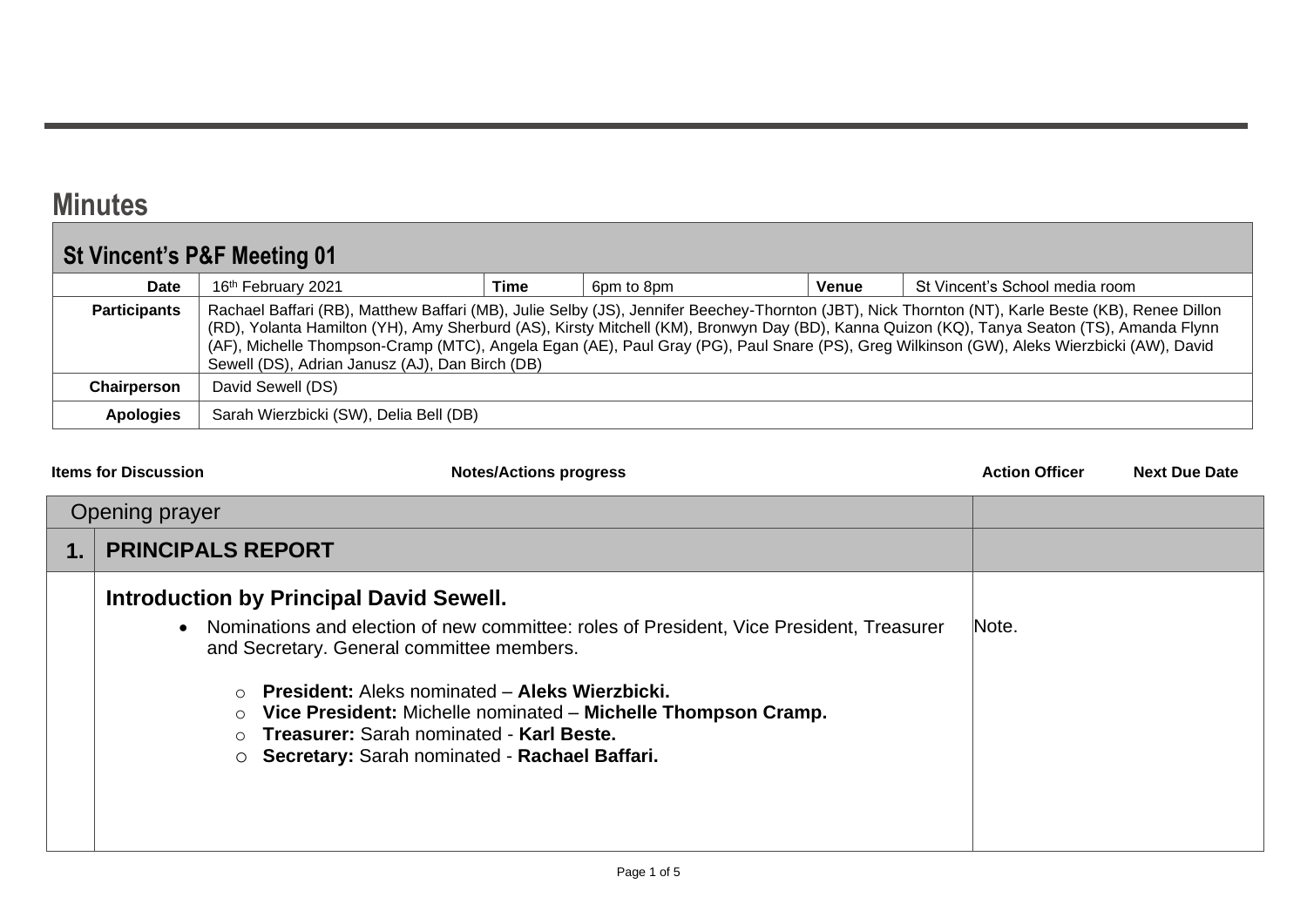# Minutes

## St Vincent's P&F Meeting 01

| | | | | | |
|---|---|---|---|---|---|
| **Date** | 16th February 2021 | **Time** | 6pm to 8pm | **Venue** | St Vincent's School media room |
| **Participants** | Rachael Baffari (RB), Matthew Baffari (MB), Julie Selby (JS), Jennifer Beechey-Thornton (JBT), Nick Thornton (NT), Karle Beste (KB), Renee Dillon (RD), Yolanta Hamilton (YH), Amy Sherburd (AS), Kirsty Mitchell (KM), Bronwyn Day (BD), Kanna Quizon (KQ), Tanya Seaton (TS), Amanda Flynn (AF), Michelle Thompson-Cramp (MTC), Angela Egan (AE), Paul Gray (PG), Paul Snare (PS), Greg Wilkinson (GW), Aleks Wierzbicki (AW), David Sewell (DS), Adrian Janusz (AJ), Dan Birch (DB) | | | | |
| **Chairperson** | David Sewell (DS) | | | | |
| **Apologies** | Sarah Wierzbicki (SW), Delia Bell (DB) | | | | |

| Items for Discussion | Notes/Actions progress | Action Officer | Next Due Date |
|---|---|---|---|
| | Opening prayer | | |
| **1.** | **PRINCIPALS REPORT** | | |
| | **Introduction by Principal David Sewell.**<br>• Nominations and election of new committee: roles of President, Vice President, Treasurer and Secretary. General committee members.<br>&nbsp;&nbsp;○ **President:** Aleks nominated – **Aleks Wierzbicki.**<br>&nbsp;&nbsp;○ **Vice President:** Michelle nominated – **Michelle Thompson Cramp.**<br>&nbsp;&nbsp;○ **Treasurer:** Sarah nominated - **Karl Beste.**<br>&nbsp;&nbsp;○ **Secretary:** Sarah nominated - **Rachael Baffari.** | Note. | |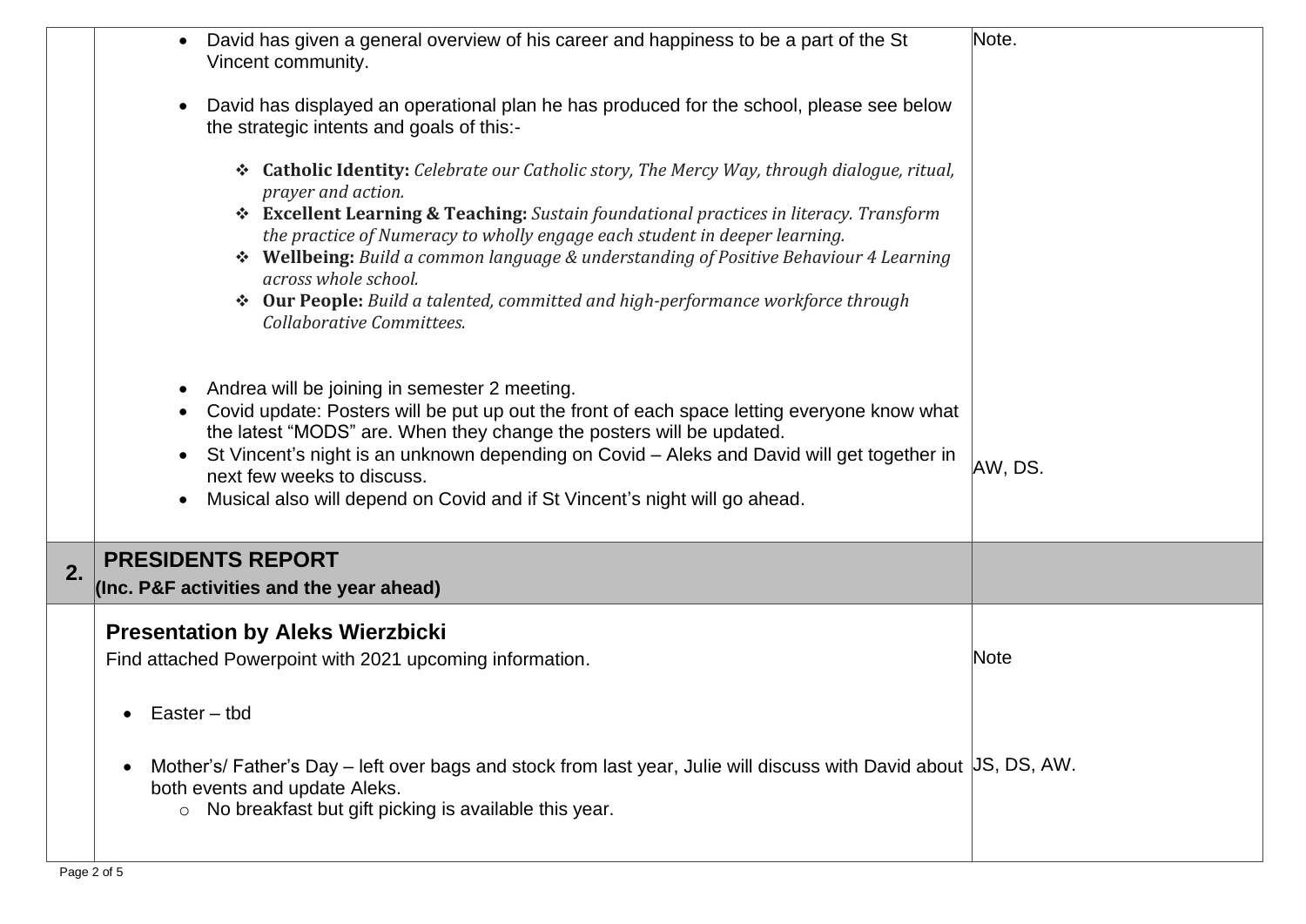| | | |
|---|---|---|
| | • David has given a general overview of his career and happiness to be a part of the St Vincent community.<br><br>• David has displayed an operational plan he has produced for the school, please see below the strategic intents and goals of this:-<br><br>❖ **Catholic Identity:** *Celebrate our Catholic story, The Mercy Way, through dialogue, ritual, prayer and action.*<br>❖ **Excellent Learning & Teaching:** *Sustain foundational practices in literacy. Transform the practice of Numeracy to wholly engage each student in deeper learning.*<br>❖ **Wellbeing:** *Build a common language & understanding of Positive Behaviour 4 Learning across whole school.*<br>❖ **Our People:** *Build a talented, committed and high-performance workforce through Collaborative Committees.*<br><br>• Andrea will be joining in semester 2 meeting.<br>• Covid update: Posters will be put up out the front of each space letting everyone know what the latest "MODS" are. When they change the posters will be updated.<br>• St Vincent's night is an unknown depending on Covid – Aleks and David will get together in next few weeks to discuss.<br>• Musical also will depend on Covid and if St Vincent's night will go ahead. | Note.<br><br><br><br><br><br><br><br><br><br><br><br><br>AW, DS. |
| **2.** | **PRESIDENTS REPORT**<br>**(Inc. P&F activities and the year ahead)** | |
| | **Presentation by Aleks Wierzbicki**<br>Find attached Powerpoint with 2021 upcoming information.<br><br>• Easter – tbd<br><br>• Mother's/ Father's Day – left over bags and stock from last year, Julie will discuss with David about both events and update Aleks.<br>  ○ No breakfast but gift picking is available this year. | Note<br><br><br><br>JS, DS, AW. |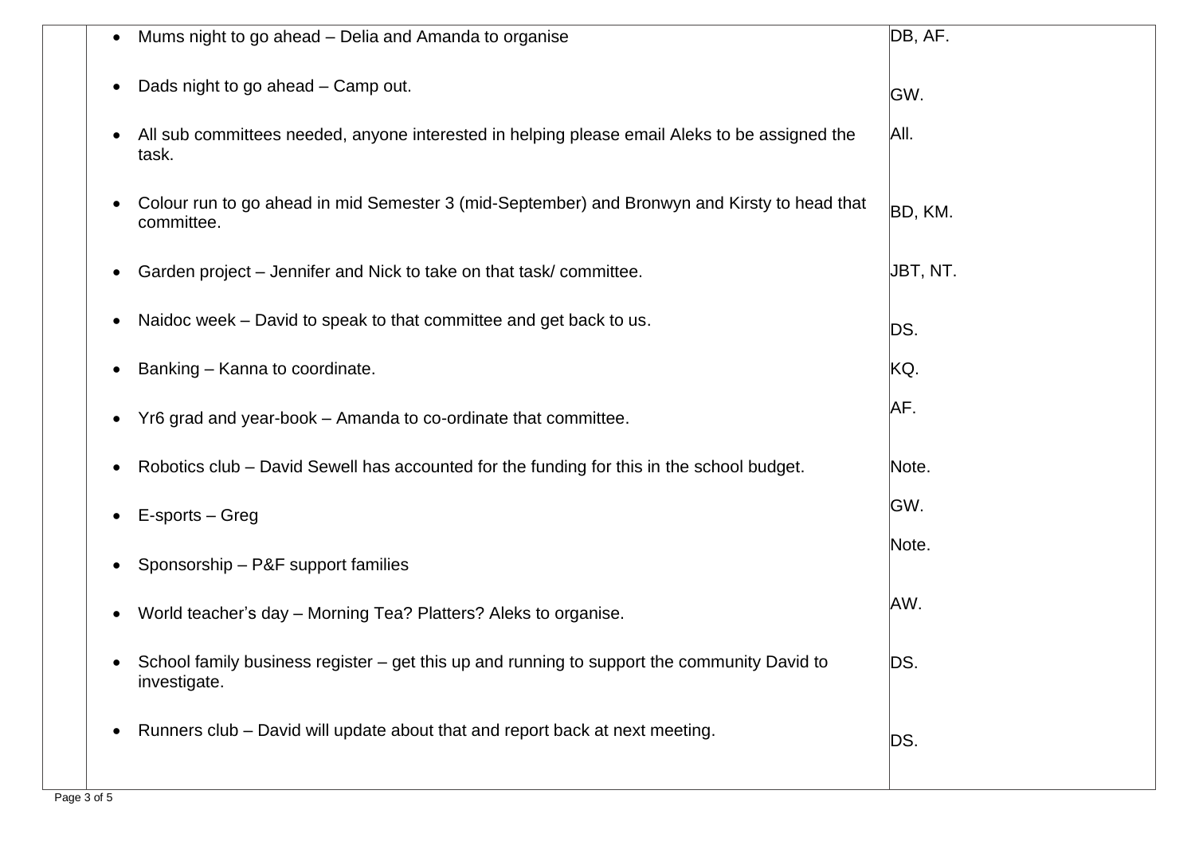| | | |
|---|---|---|
| | • Mums night to go ahead – Delia and Amanda to organise | DB, AF. |
| | • Dads night to go ahead – Camp out. | GW. |
| | • All sub committees needed, anyone interested in helping please email Aleks to be assigned the task. | All. |
| | • Colour run to go ahead in mid Semester 3 (mid-September) and Bronwyn and Kirsty to head that committee. | BD, KM. |
| | • Garden project – Jennifer and Nick to take on that task/ committee. | JBT, NT. |
| | • Naidoc week – David to speak to that committee and get back to us. | DS. |
| | • Banking – Kanna to coordinate. | KQ. |
| | • Yr6 grad and year-book – Amanda to co-ordinate that committee. | AF. |
| | • Robotics club – David Sewell has accounted for the funding for this in the school budget. | Note. |
| | • E-sports – Greg | GW. |
| | • Sponsorship – P&F support families | Note. |
| | • World teacher's day – Morning Tea? Platters? Aleks to organise. | AW. |
| | • School family business register – get this up and running to support the community David to investigate. | DS. |
| | • Runners club – David will update about that and report back at next meeting. | DS. |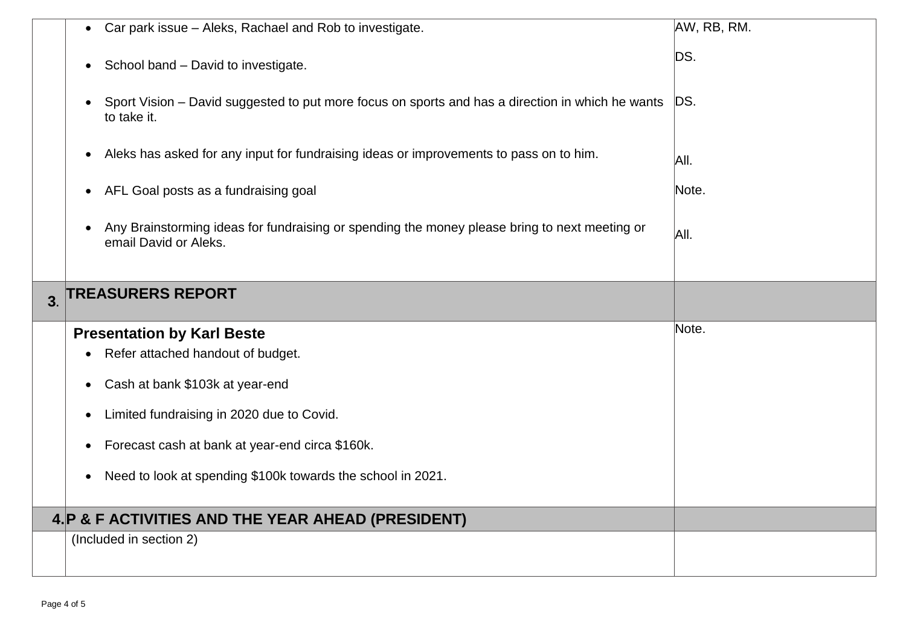| | | |
|---|---|---|
| | • Car park issue – Aleks, Rachael and Rob to investigate. | AW, RB, RM. |
| | • School band – David to investigate. | DS. |
| | • Sport Vision – David suggested to put more focus on sports and has a direction in which he wants to take it. | DS. |
| | • Aleks has asked for any input for fundraising ideas or improvements to pass on to him. | All. |
| | • AFL Goal posts as a fundraising goal | Note. |
| | • Any Brainstorming ideas for fundraising or spending the money please bring to next meeting or email David or Aleks. | All. |
| **3.** | **TREASURERS REPORT** | |
| | **Presentation by Karl Beste**<br>• Refer attached handout of budget.<br>• Cash at bank \$103k at year-end<br>• Limited fundraising in 2020 due to Covid.<br>• Forecast cash at bank at year-end circa \$160k.<br>• Need to look at spending \$100k towards the school in 2021. | Note. |
| **4.** | **P & F ACTIVITIES AND THE YEAR AHEAD (PRESIDENT)** | |
| | (Included in section 2) | |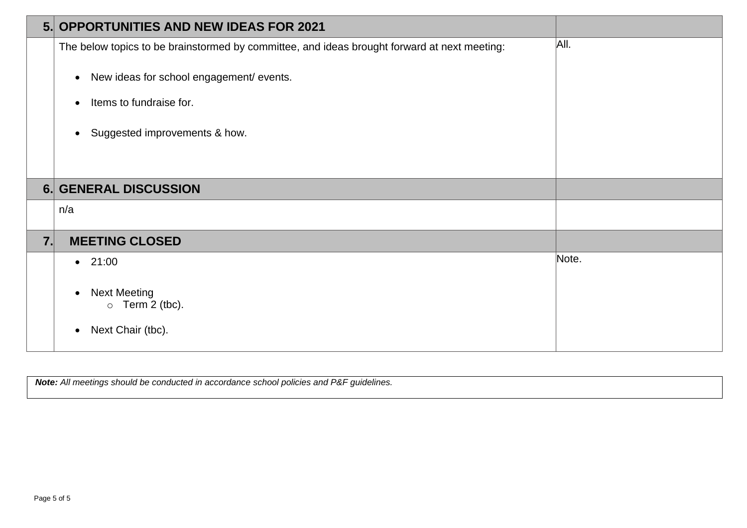| | | |
|---|---|---|
| **5.** | **OPPORTUNITIES AND NEW IDEAS FOR 2021** | |
| | The below topics to be brainstormed by committee, and ideas brought forward at next meeting:<br><br>• New ideas for school engagement/ events.<br><br>• Items to fundraise for.<br><br>• Suggested improvements & how. | All. |
| **6.** | **GENERAL DISCUSSION** | |
| | n/a | |
| **7.** | **MEETING CLOSED** | |
| | • 21:00<br><br>• Next Meeting<br>  ○ Term 2 (tbc).<br><br>• Next Chair (tbc). | Note. |

***Note:*** *All meetings should be conducted in accordance school policies and P&F guidelines.*